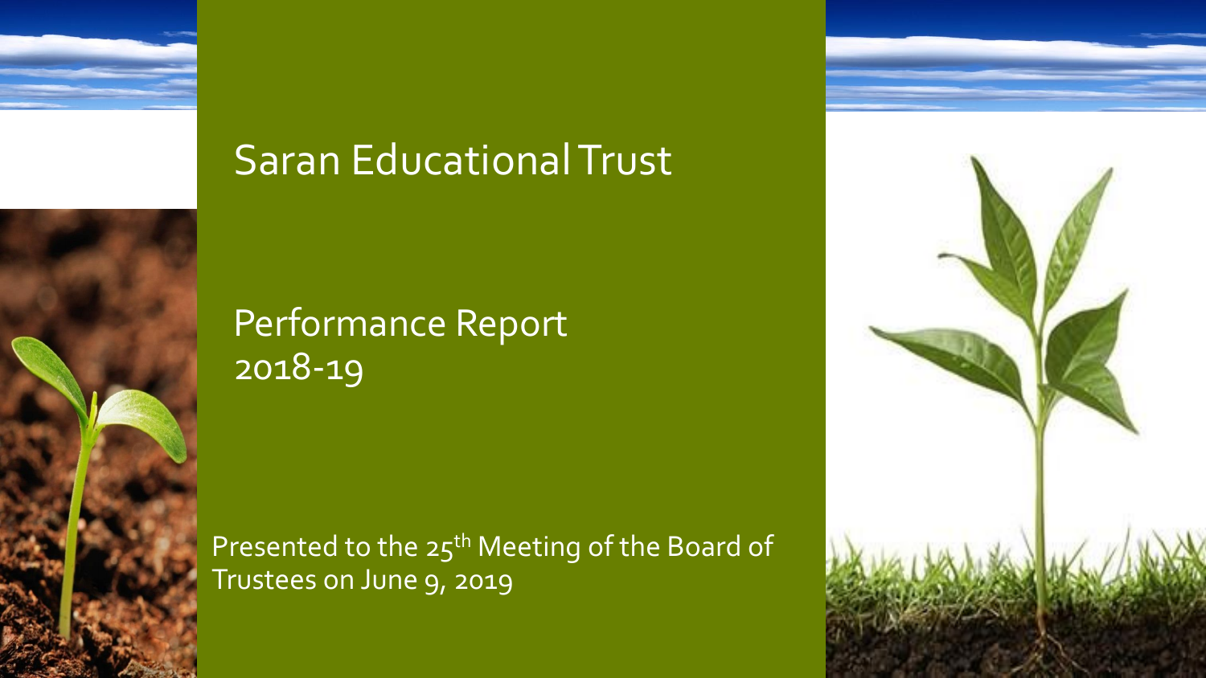# Saran Educational Trust

## Performance Report 2018-19

Presented to the 25th Meeting of the Board of Trustees on June 9, 2019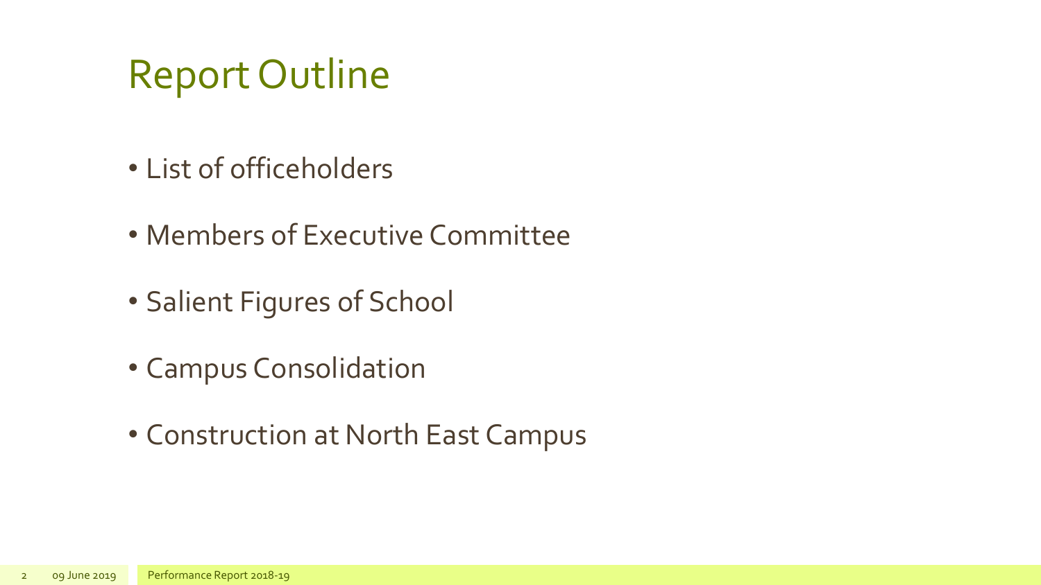# Report Outline

- List of officeholders
- Members of Executive Committee
- Salient Figures of School
- Campus Consolidation
- Construction at North East Campus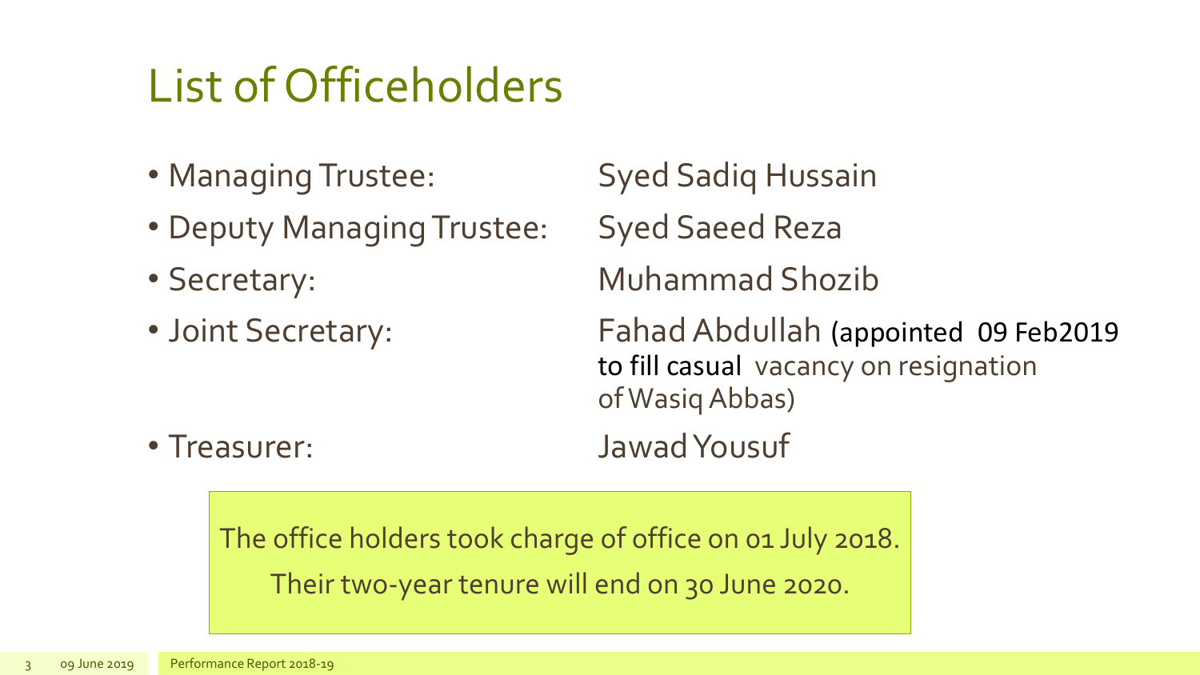# List of Officeholders

- Managing Trustee: Syed Sadiq Hussain
- Deputy Managing Trustee: Syed Saeed Reza
- Secretary: Muhammad Shozib
- Joint Secretary: Fahad Abdullah (appointed 09 Feb2019 to fill casual vacancy on resignation of Wasiq Abbas)
- Treasurer: Jawad Yousuf

The office holders took charge of office on 01 July 2018.

Their two-year tenure will end on 30 June 2020.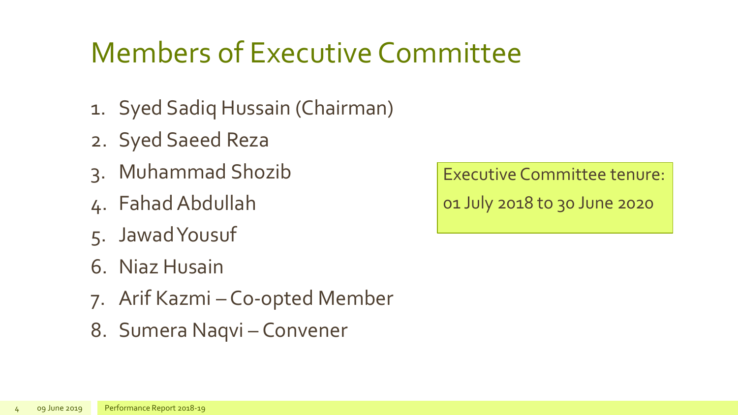# Members of Executive Committee

1. Syed Sadiq Hussain (Chairman)
2. Syed Saeed Reza
3. Muhammad Shozib
4. Fahad Abdullah
5. Jawad Yousuf
6. Niaz Husain
7. Arif Kazmi – Co-opted Member
8. Sumera Naqvi – Convener

Executive Committee tenure:

01 July 2018 to 30 June 2020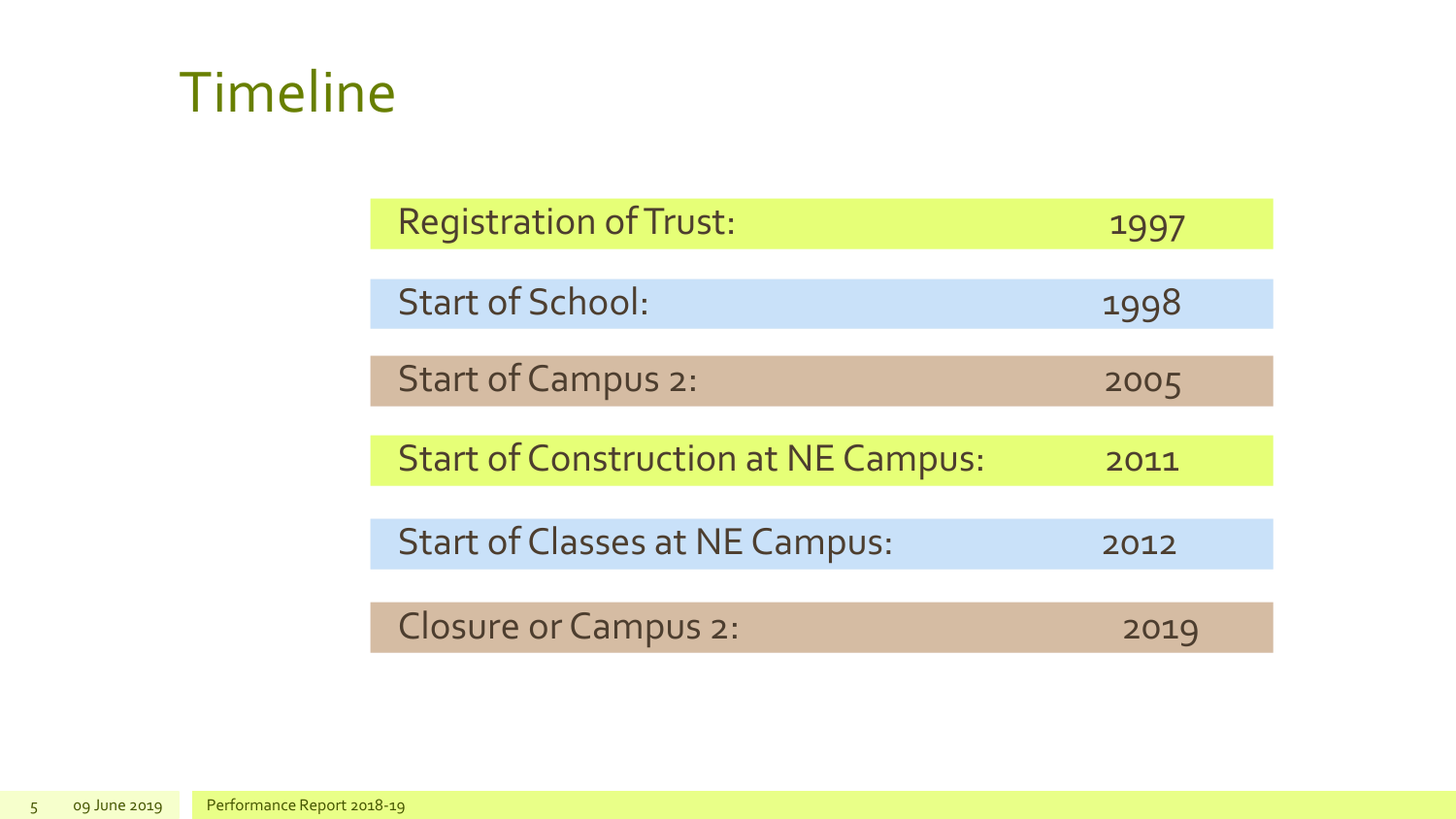# Timeline

| Event | Year |
| --- | --- |
| Registration of Trust: | 1997 |
| Start of School: | 1998 |
| Start of Campus 2: | 2005 |
| Start of Construction at NE Campus: | 2011 |
| Start of Classes at NE Campus: | 2012 |
| Closure or Campus 2: | 2019 |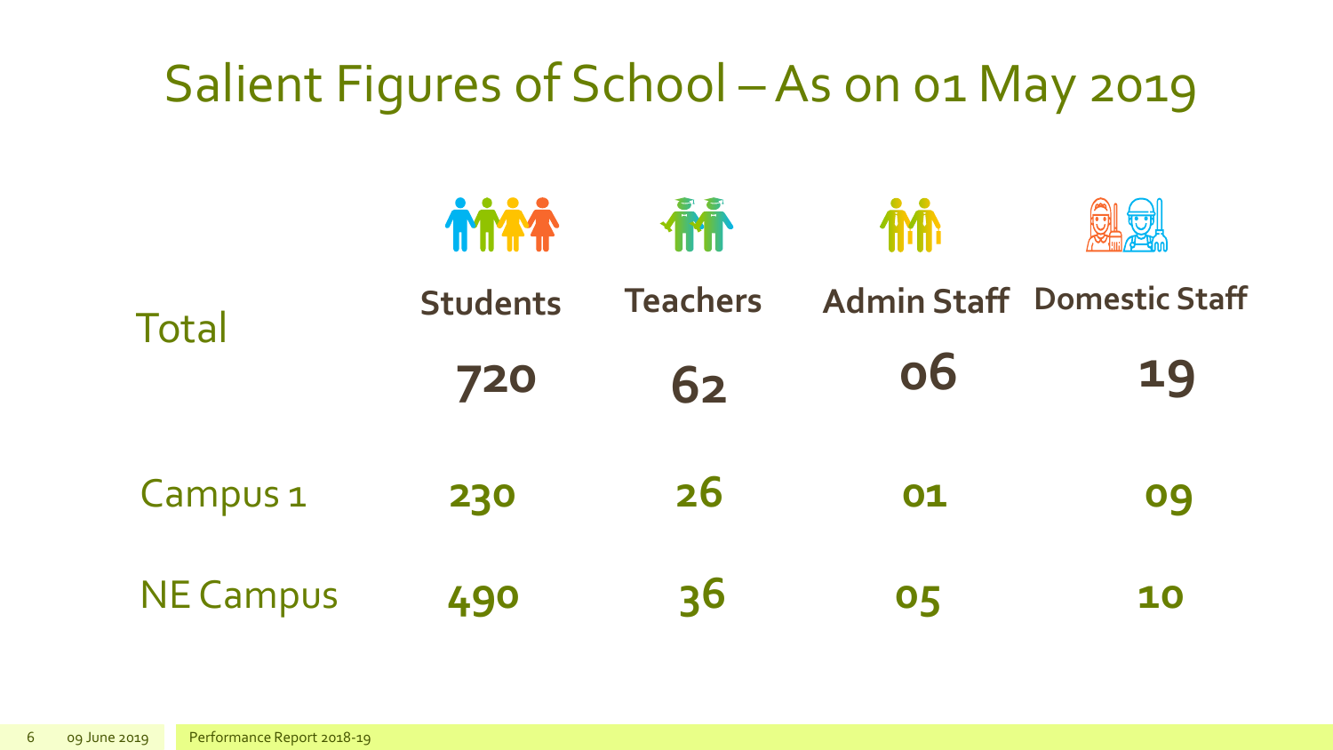# Salient Figures of School – As on 01 May 2019

| | Students | Teachers | Admin Staff | Domestic Staff |
|---|---|---|---|---|
| Total | 720 | 62 | 06 | 19 |
| Campus 1 | 230 | 26 | 01 | 09 |
| NE Campus | 490 | 36 | 05 | 10 |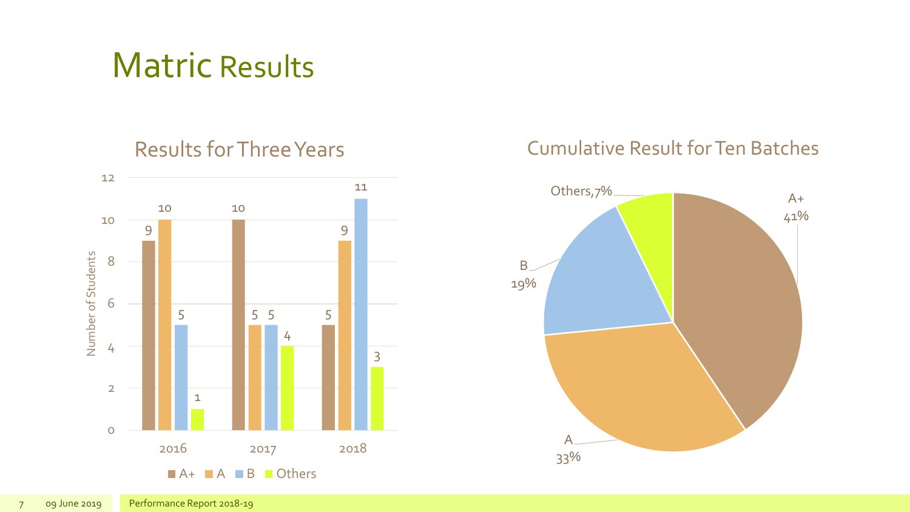# Matric Results

## Results for Three Years

| Year | A+ | A | B | Others |
|---|---|---|---|---|
| 2016 | 9 | 10 | 5 | 1 |
| 2017 | 10 | 5 | 5 | 4 |
| 2018 | 5 | 9 | 11 | 3 |

## Cumulative Result for Ten Batches

| Grade | Percentage |
|---|---|
| A+ | 41% |
| A | 33% |
| B | 19% |
| Others | 7% |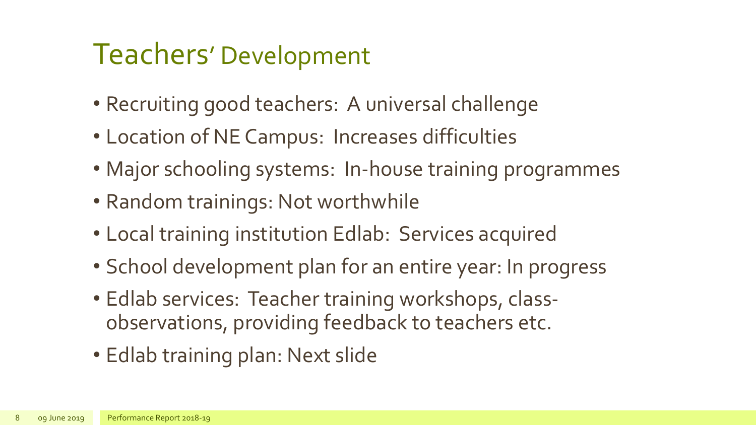# Teachers' Development

- Recruiting good teachers: A universal challenge
- Location of NE Campus: Increases difficulties
- Major schooling systems: In-house training programmes
- Random trainings: Not worthwhile
- Local training institution Edlab: Services acquired
- School development plan for an entire year: In progress
- Edlab services: Teacher training workshops, class-observations, providing feedback to teachers etc.
- Edlab training plan: Next slide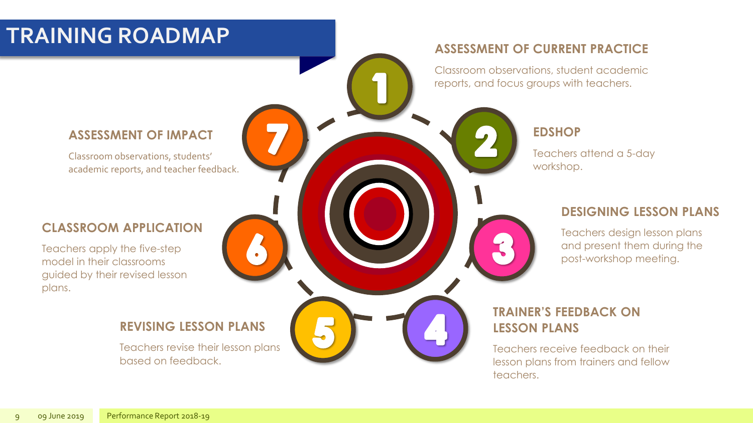# TRAINING ROADMAP

### 1. ASSESSMENT OF CURRENT PRACTICE

Classroom observations, student academic reports, and focus groups with teachers.

### 2. EDSHOP

Teachers attend a 5-day workshop.

### 3. DESIGNING LESSON PLANS

Teachers design lesson plans and present them during the post-workshop meeting.

### 4. TRAINER'S FEEDBACK ON LESSON PLANS

Teachers receive feedback on their lesson plans from trainers and fellow teachers.

### 5. REVISING LESSON PLANS

Teachers revise their lesson plans based on feedback.

### 6. CLASSROOM APPLICATION

Teachers apply the five-step model in their classrooms guided by their revised lesson plans.

### 7. ASSESSMENT OF IMPACT

Classroom observations, students' academic reports, and teacher feedback.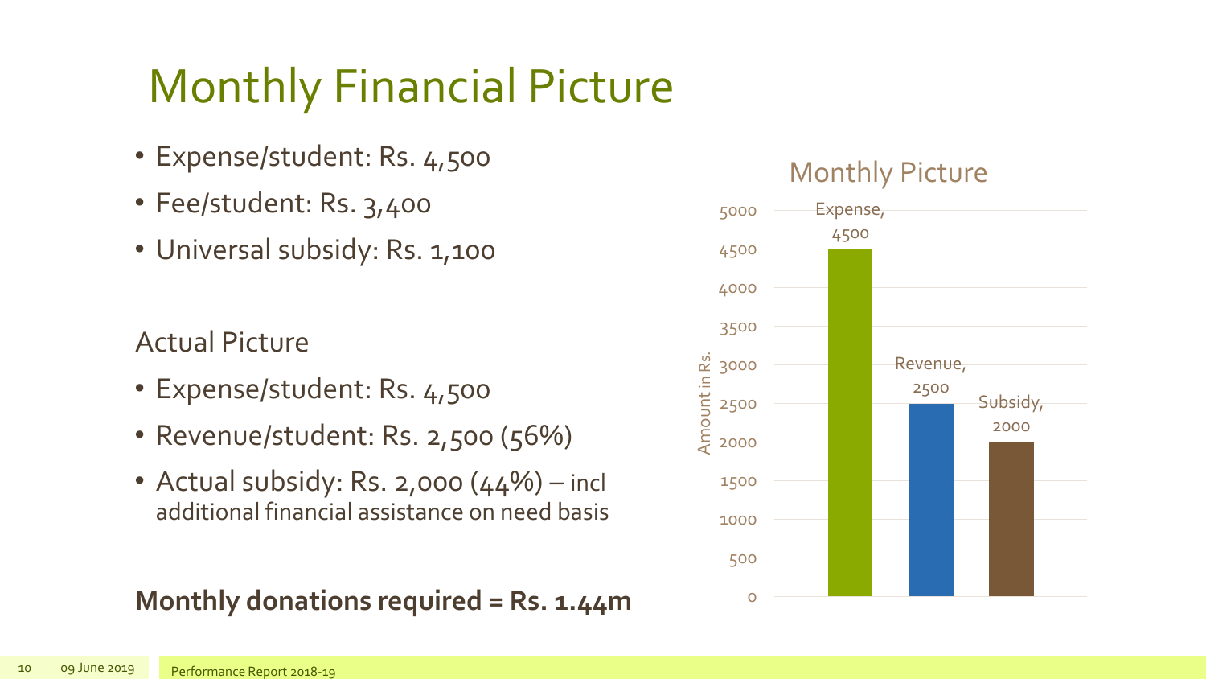# Monthly Financial Picture

- Expense/student: Rs. 4,500
- Fee/student: Rs. 3,400
- Universal subsidy: Rs. 1,100

Actual Picture

- Expense/student: Rs. 4,500
- Revenue/student: Rs. 2,500 (56%)
- Actual subsidy: Rs. 2,000 (44%) – incl additional financial assistance on need basis

**Monthly donations required = Rs. 1.44m**

Monthly Picture

| | Amount in Rs. |
|---|---|
| Expense | 4500 |
| Revenue | 2500 |
| Subsidy | 2000 |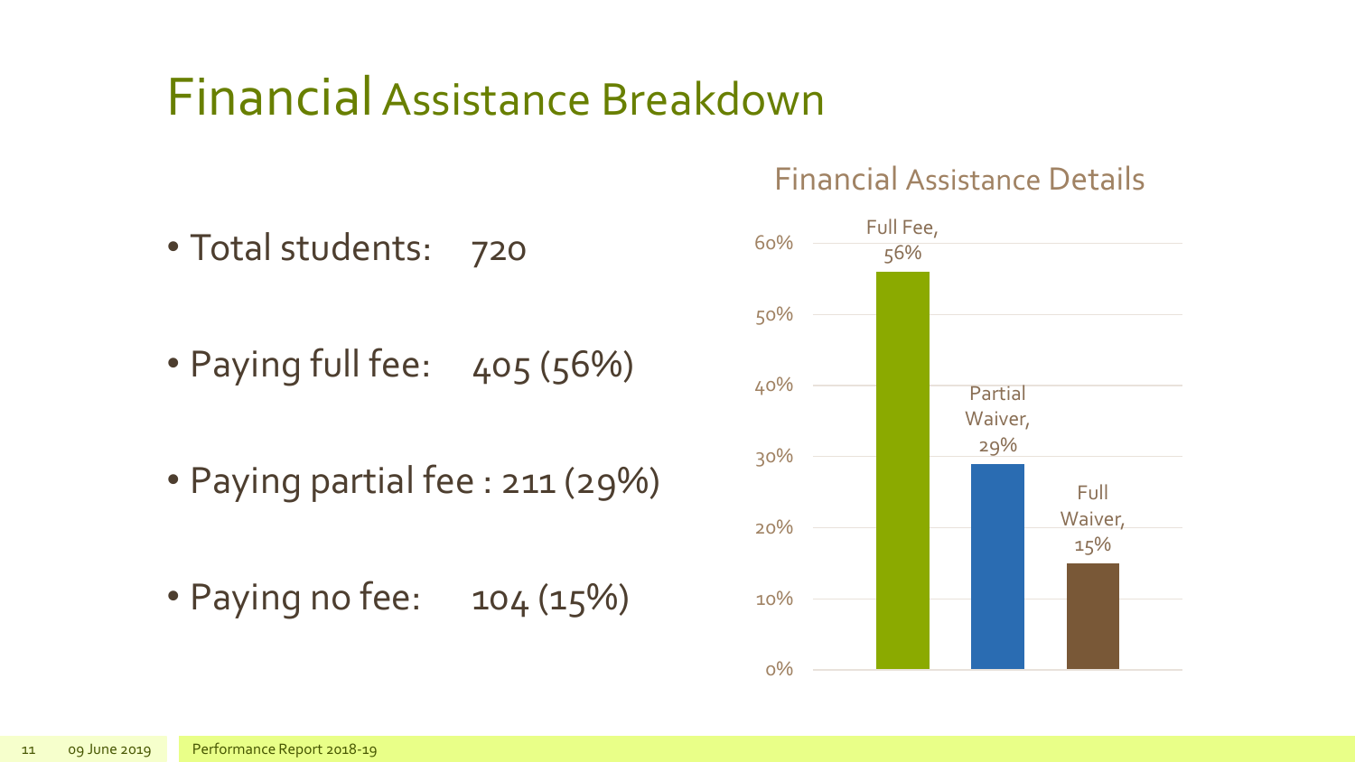# Financial Assistance Breakdown

- Total students: 720
- Paying full fee: 405 (56%)
- Paying partial fee : 211 (29%)
- Paying no fee: 104 (15%)

### Financial Assistance Details

| Category | Percentage |
|---|---|
| Full Fee | 56% |
| Partial Waiver | 29% |
| Full Waiver | 15% |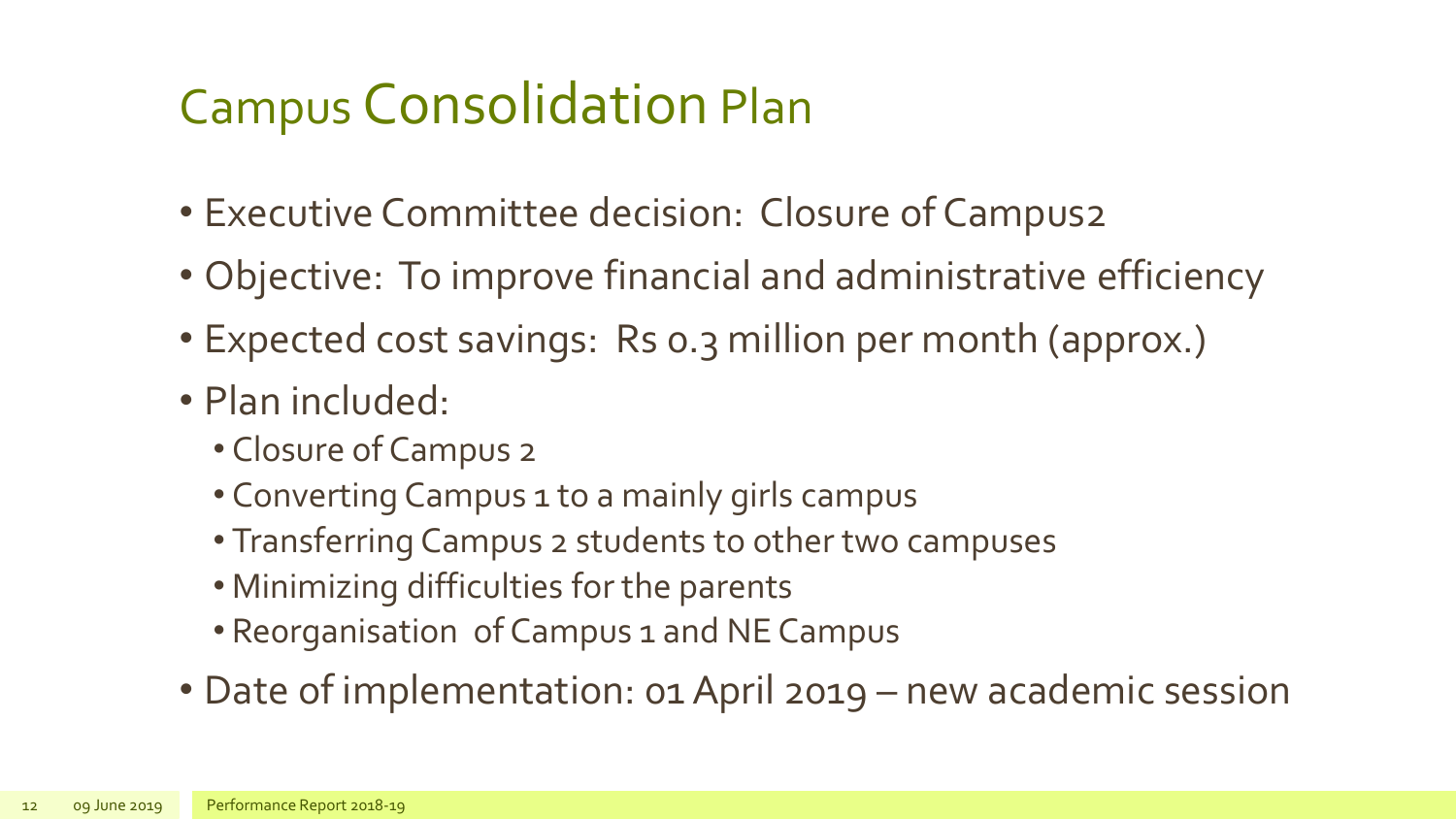# Campus Consolidation Plan

- Executive Committee decision: Closure of Campus2
- Objective: To improve financial and administrative efficiency
- Expected cost savings: Rs 0.3 million per month (approx.)
- Plan included:
  - Closure of Campus 2
  - Converting Campus 1 to a mainly girls campus
  - Transferring Campus 2 students to other two campuses
  - Minimizing difficulties for the parents
  - Reorganisation of Campus 1 and NE Campus
- Date of implementation: 01 April 2019 – new academic session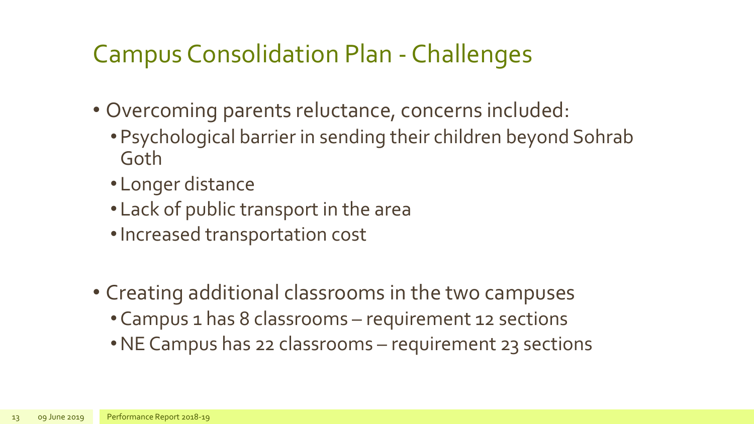# Campus Consolidation Plan - Challenges

- Overcoming parents reluctance, concerns included:
  - Psychological barrier in sending their children beyond Sohrab Goth
  - Longer distance
  - Lack of public transport in the area
  - Increased transportation cost

- Creating additional classrooms in the two campuses
  - Campus 1 has 8 classrooms – requirement 12 sections
  - NE Campus has 22 classrooms – requirement 23 sections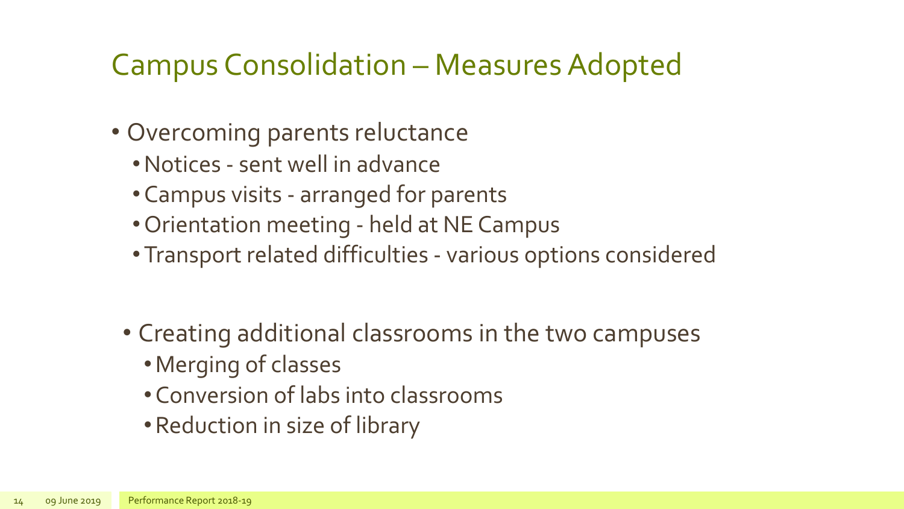# Campus Consolidation – Measures Adopted

- Overcoming parents reluctance
  - Notices - sent well in advance
  - Campus visits - arranged for parents
  - Orientation meeting - held at NE Campus
  - Transport related difficulties - various options considered

- Creating additional classrooms in the two campuses
  - Merging of classes
  - Conversion of labs into classrooms
  - Reduction in size of library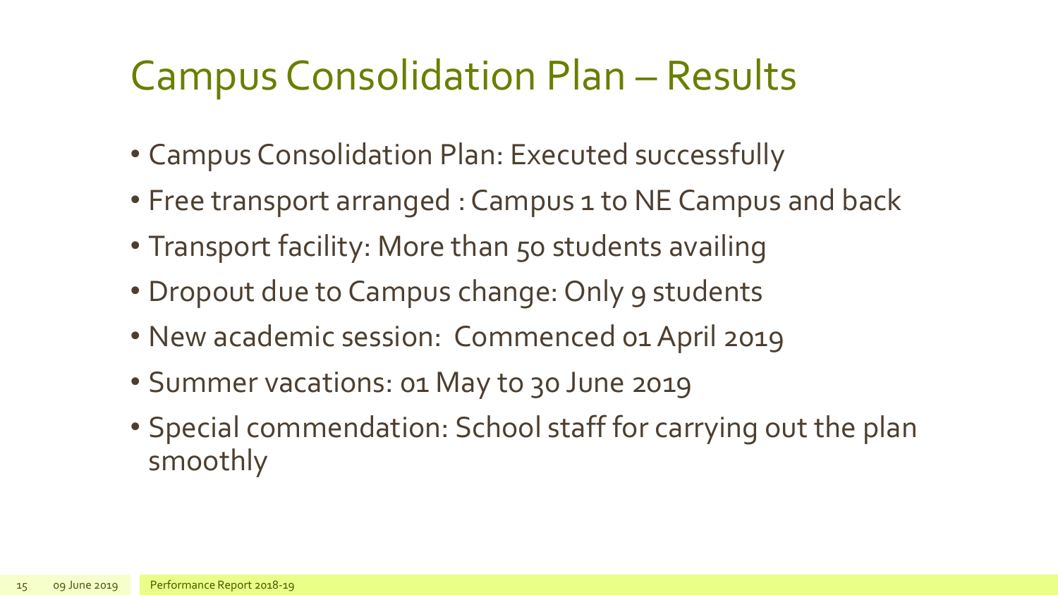# Campus Consolidation Plan – Results

- Campus Consolidation Plan: Executed successfully
- Free transport arranged : Campus 1 to NE Campus and back
- Transport facility: More than 50 students availing
- Dropout due to Campus change: Only 9 students
- New academic session: Commenced 01 April 2019
- Summer vacations: 01 May to 30 June 2019
- Special commendation: School staff for carrying out the plan smoothly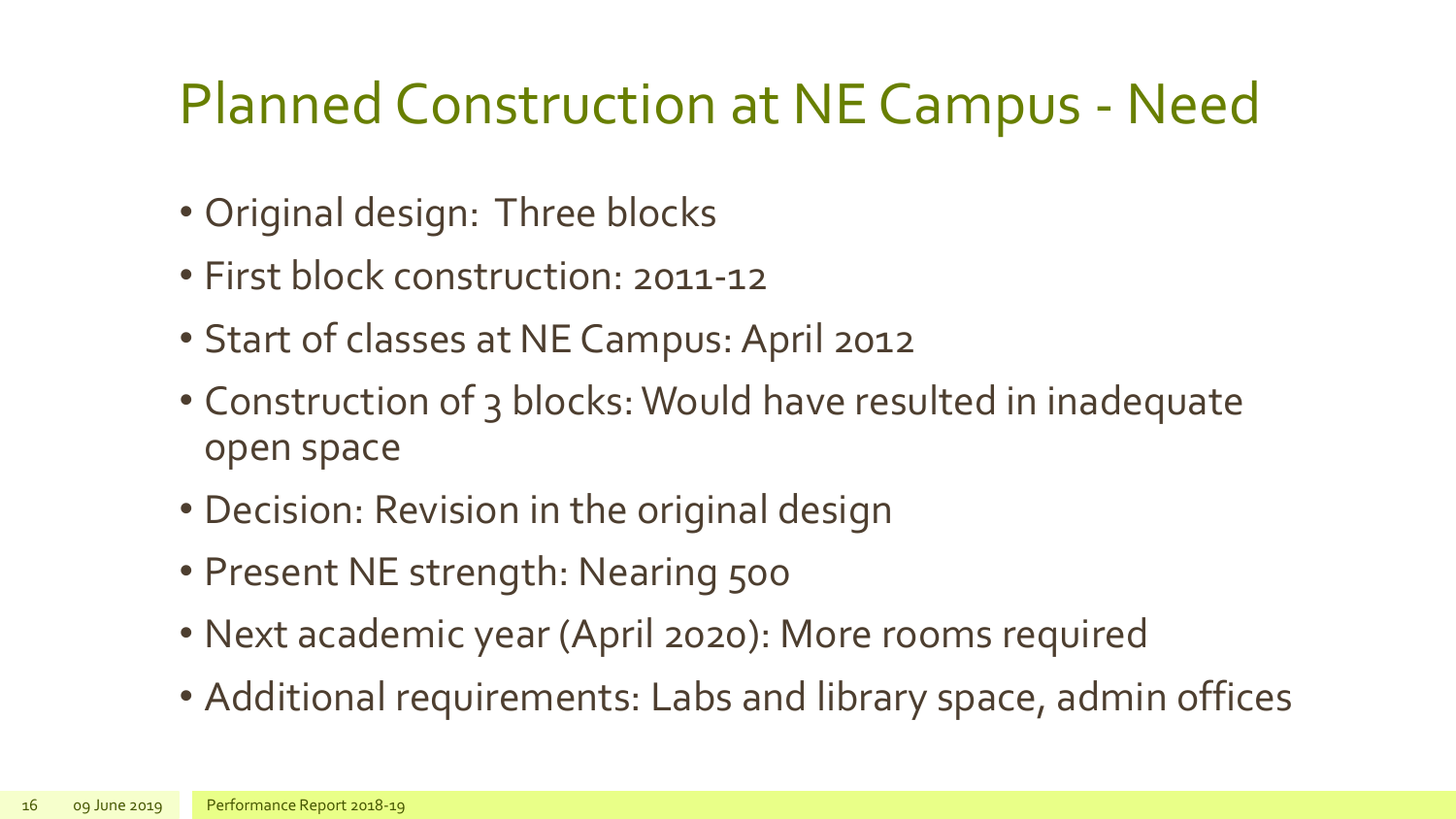# Planned Construction at NE Campus - Need

- Original design: Three blocks
- First block construction: 2011-12
- Start of classes at NE Campus: April 2012
- Construction of 3 blocks: Would have resulted in inadequate open space
- Decision: Revision in the original design
- Present NE strength: Nearing 500
- Next academic year (April 2020): More rooms required
- Additional requirements: Labs and library space, admin offices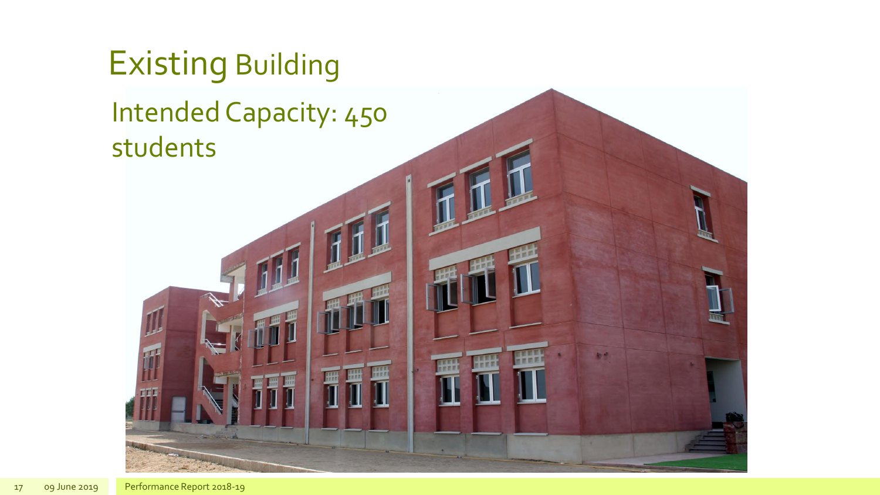# Existing Building

Intended Capacity: 450 students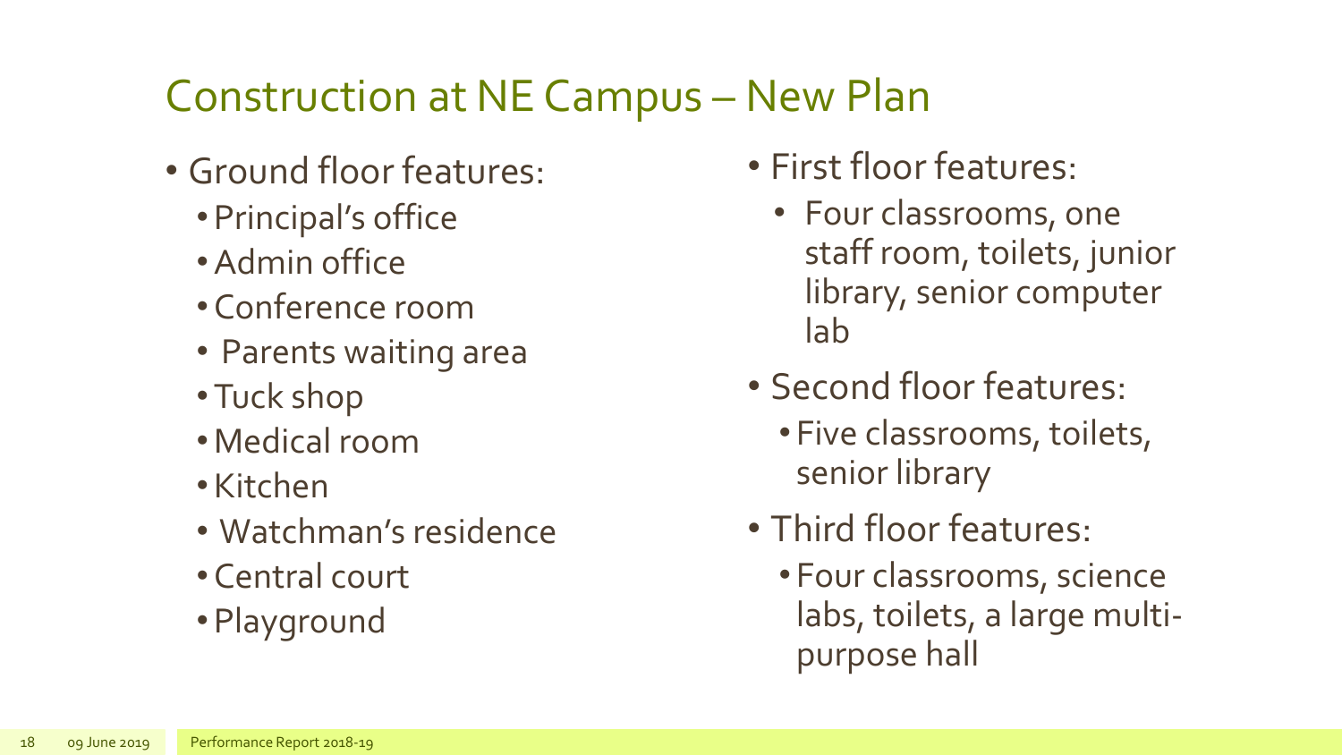## Construction at NE Campus – New Plan

- Ground floor features:
  - Principal's office
  - Admin office
  - Conference room
  - Parents waiting area
  - Tuck shop
  - Medical room
  - Kitchen
  - Watchman's residence
  - Central court
  - Playground
- First floor features:
  - Four classrooms, one staff room, toilets, junior library, senior computer lab
- Second floor features:
  - Five classrooms, toilets, senior library
- Third floor features:
  - Four classrooms, science labs, toilets, a large multi-purpose hall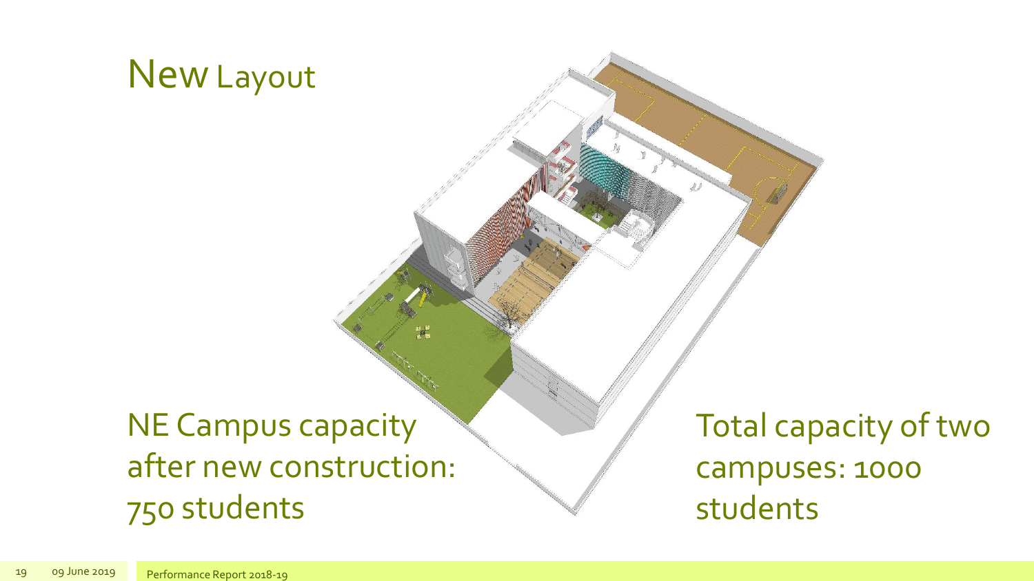# New Layout

NE Campus capacity after new construction: 750 students

Total capacity of two campuses: 1000 students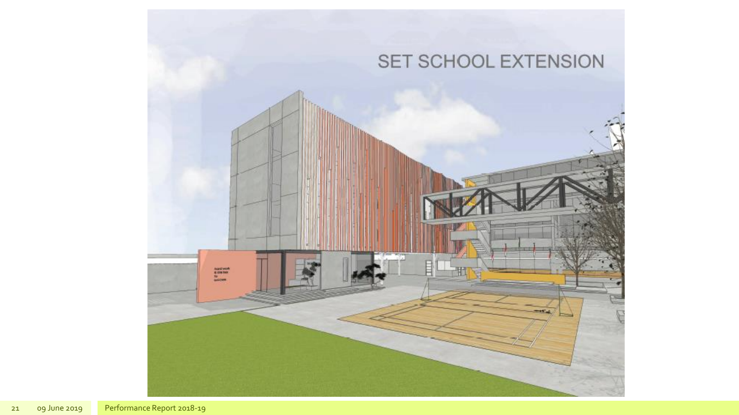# SET SCHOOL EXTENSION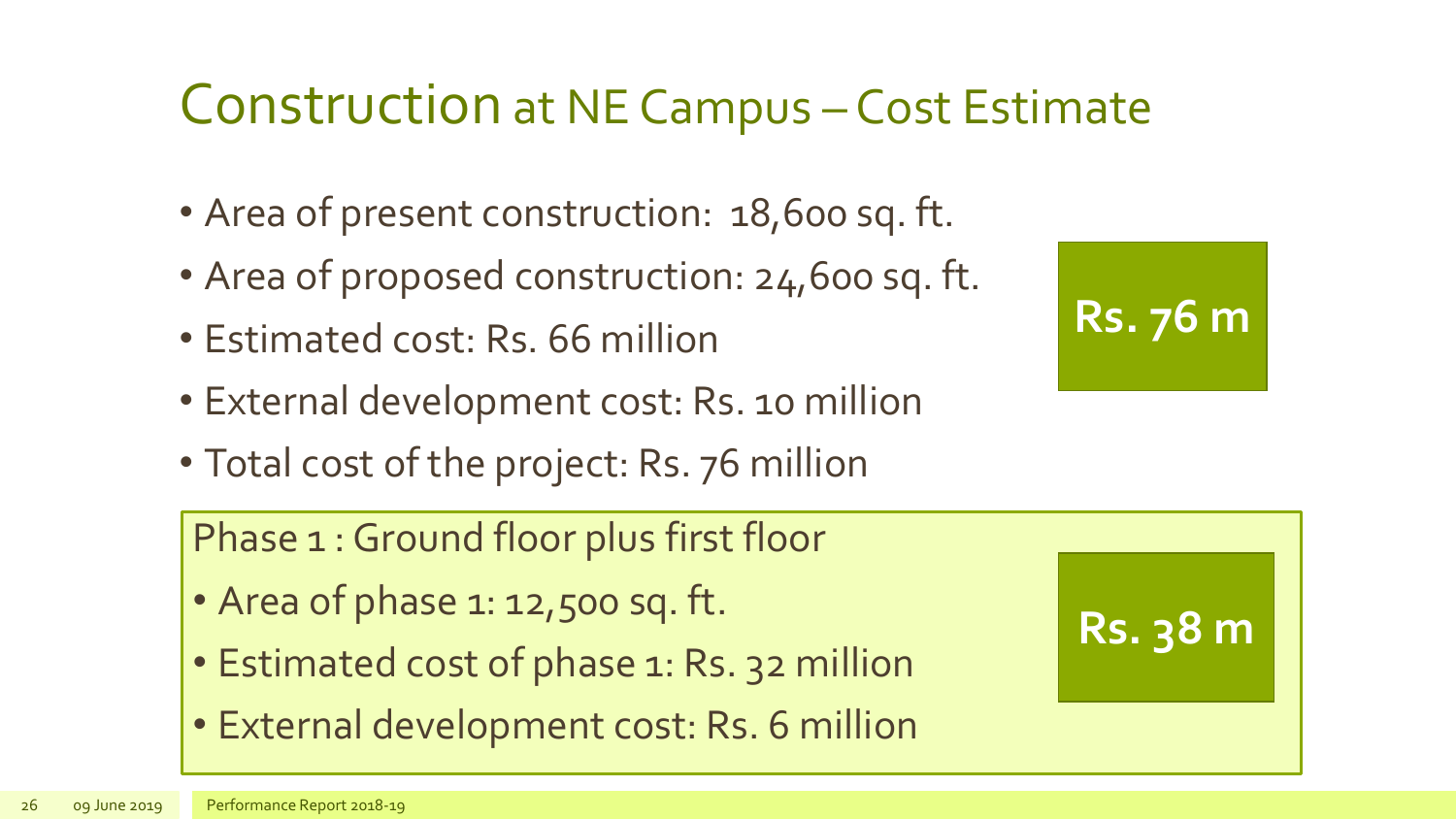# Construction at NE Campus – Cost Estimate

- Area of present construction: 18,600 sq. ft.
- Area of proposed construction: 24,600 sq. ft.
- Estimated cost: Rs. 66 million
- External development cost: Rs. 10 million
- Total cost of the project: Rs. 76 million

**Rs. 76 m**

Phase 1 : Ground floor plus first floor

- Area of phase 1: 12,500 sq. ft.
- Estimated cost of phase 1: Rs. 32 million
- External development cost: Rs. 6 million

**Rs. 38 m**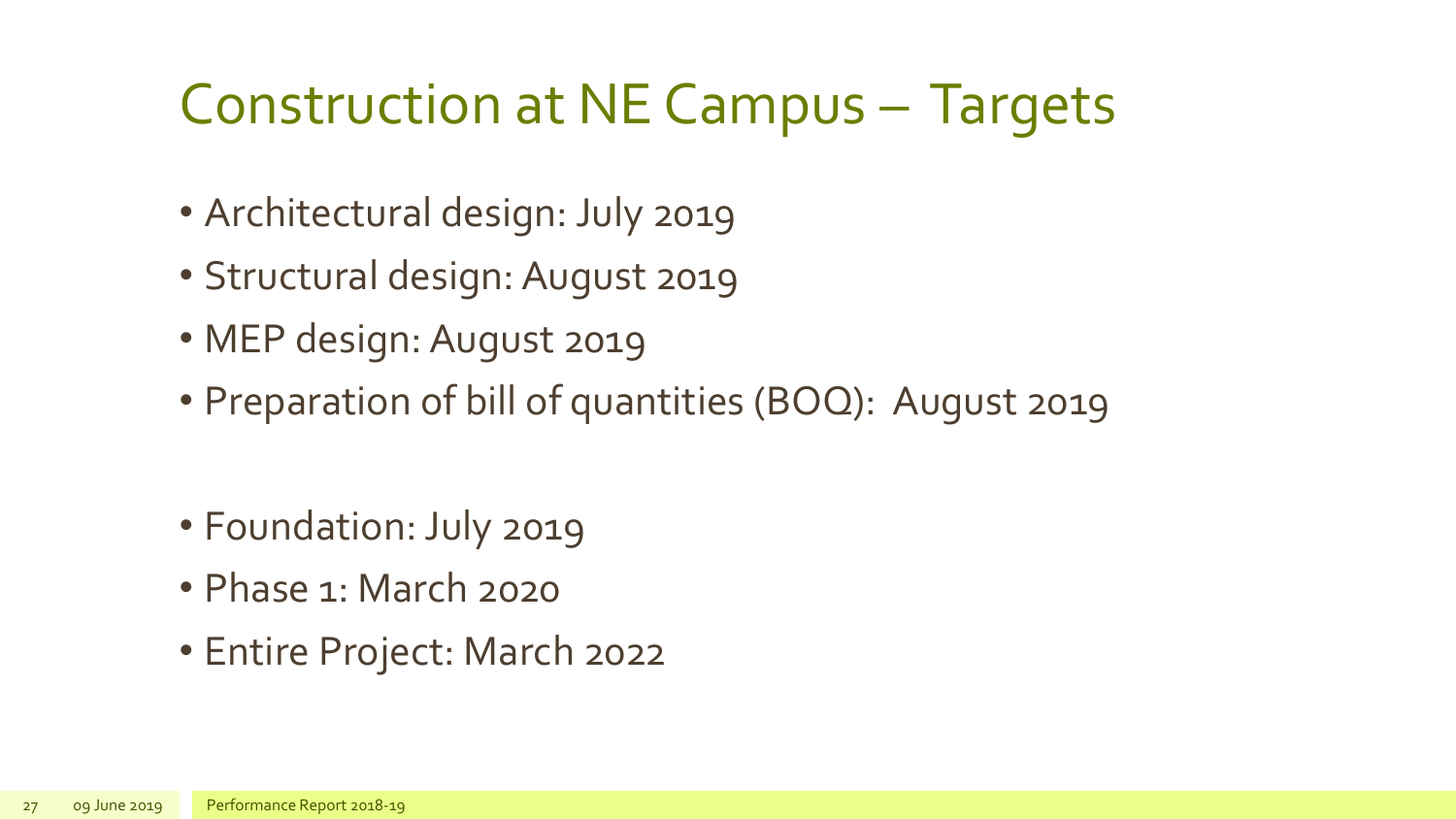# Construction at NE Campus – Targets

- Architectural design: July 2019
- Structural design: August 2019
- MEP design: August 2019
- Preparation of bill of quantities (BOQ): August 2019

- Foundation: July 2019
- Phase 1: March 2020
- Entire Project: March 2022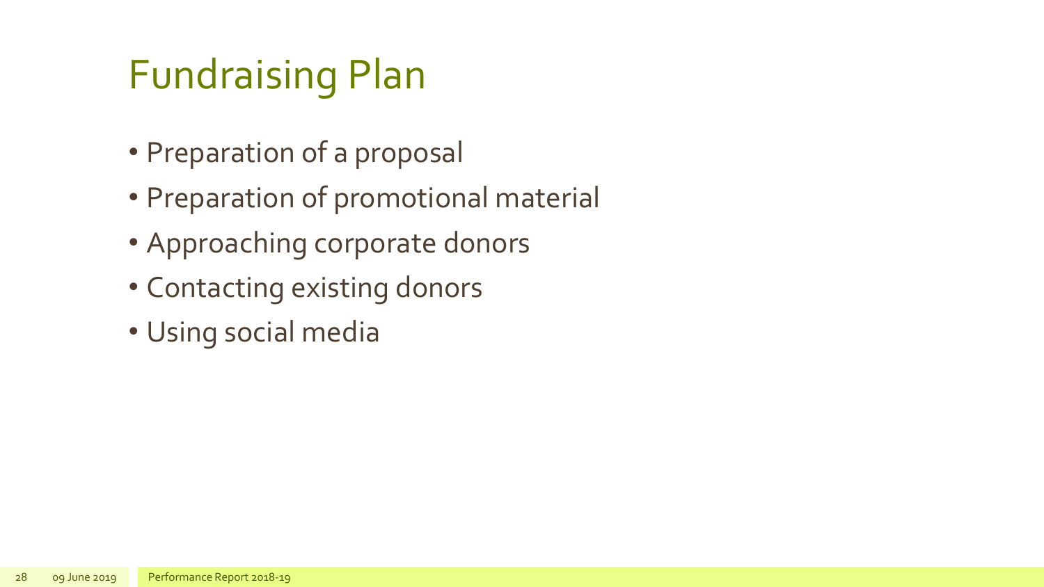# Fundraising Plan

- Preparation of a proposal
- Preparation of promotional material
- Approaching corporate donors
- Contacting existing donors
- Using social media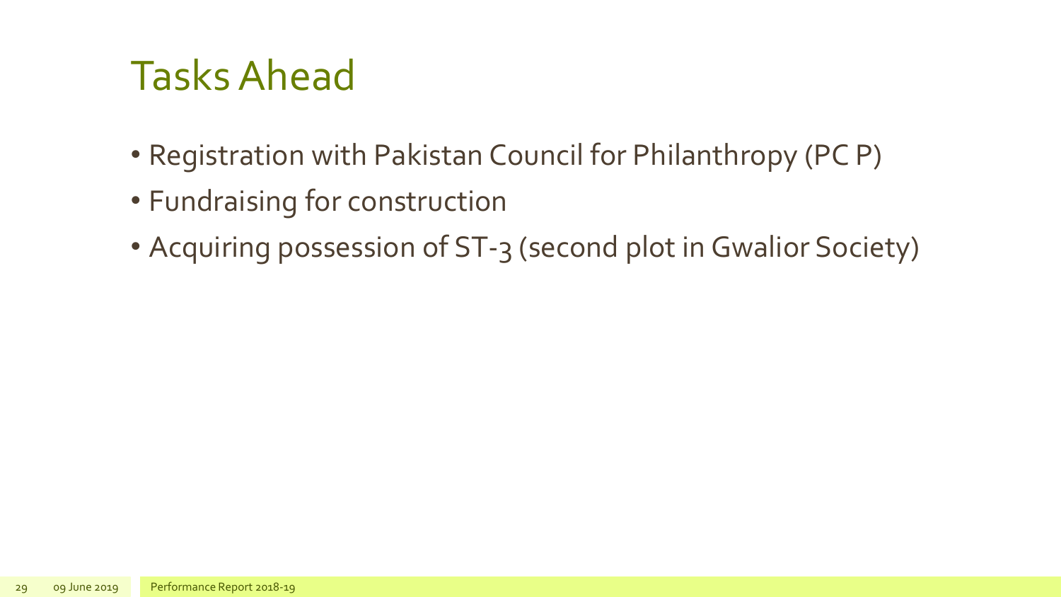# Tasks Ahead

- Registration with Pakistan Council for Philanthropy (PC P)
- Fundraising for construction
- Acquiring possession of ST-3 (second plot in Gwalior Society)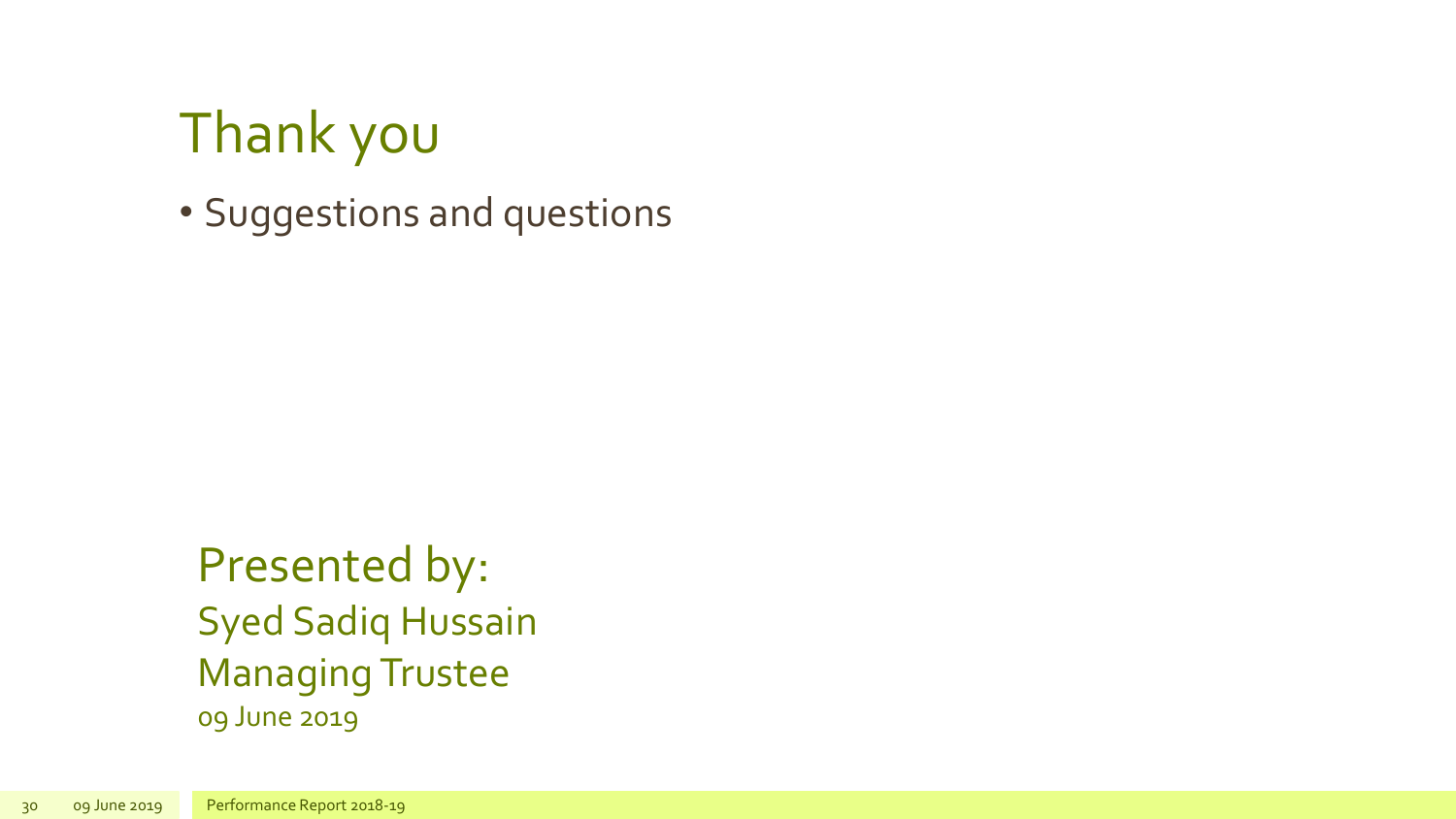# Thank you

- Suggestions and questions

Presented by:
Syed Sadiq Hussain
Managing Trustee
09 June 2019